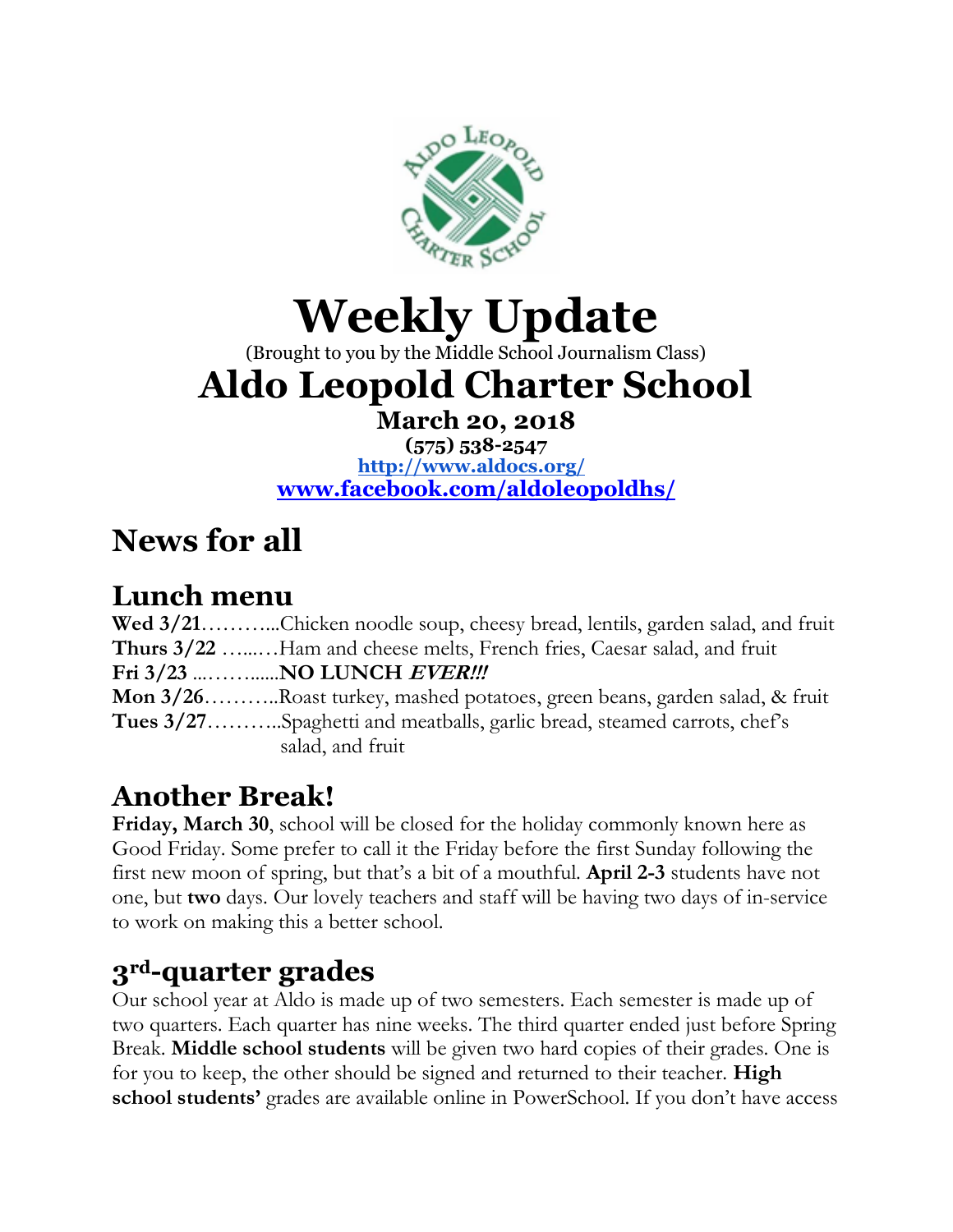# Weekly Update

(Brought to you by the Middle School Journalism Class)

# Aldo Leopold Charter School

**March 20, 2018**

**(575) 538-2547**

**http://www.aldocs.org/**

**www.facebook.com/aldoleopoldhs/**

## News for all

### Lunch menu

**Wed 3/21**………...Chicken noodle soup, cheesy bread, lentils, garden salad, and fruit
**Thurs 3/22** ….…..Ham and cheese melts, French fries, Caesar salad, and fruit
**Fri 3/23** ...…….......**NO LUNCH *EVER!!!***
**Mon 3/26**………..Roast turkey, mashed potatoes, green beans, garden salad, & fruit
**Tues 3/27**………..Spaghetti and meatballs, garlic bread, steamed carrots, chef's salad, and fruit

### Another Break!

**Friday, March 30**, school will be closed for the holiday commonly known here as Good Friday. Some prefer to call it the Friday before the first Sunday following the first new moon of spring, but that's a bit of a mouthful. **April 2-3** students have not one, but **two** days. Our lovely teachers and staff will be having two days of in-service to work on making this a better school.

### 3rd-quarter grades

Our school year at Aldo is made up of two semesters. Each semester is made up of two quarters. Each quarter has nine weeks. The third quarter ended just before Spring Break. **Middle school students** will be given two hard copies of their grades. One is for you to keep, the other should be signed and returned to their teacher. **High school students'** grades are available online in PowerSchool. If you don't have access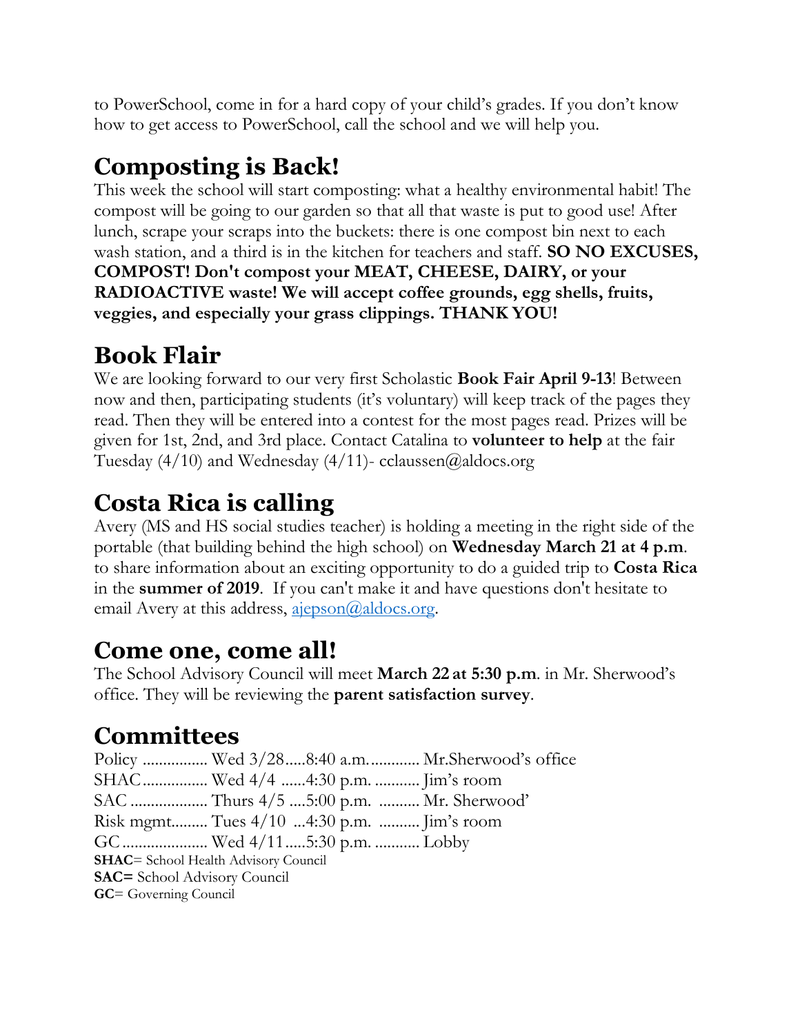to PowerSchool, come in for a hard copy of your child's grades. If you don't know how to get access to PowerSchool, call the school and we will help you.

## Composting is Back!

This week the school will start composting: what a healthy environmental habit! The compost will be going to our garden so that all that waste is put to good use! After lunch, scrape your scraps into the buckets: there is one compost bin next to each wash station, and a third is in the kitchen for teachers and staff. **SO NO EXCUSES, COMPOST! Don't compost your MEAT, CHEESE, DAIRY, or your RADIOACTIVE waste! We will accept coffee grounds, egg shells, fruits, veggies, and especially your grass clippings. THANK YOU!**

## Book Flair

We are looking forward to our very first Scholastic **Book Fair April 9-13**! Between now and then, participating students (it's voluntary) will keep track of the pages they read. Then they will be entered into a contest for the most pages read. Prizes will be given for 1st, 2nd, and 3rd place. Contact Catalina to **volunteer to help** at the fair Tuesday (4/10) and Wednesday (4/11)- cclaussen@aldocs.org

## Costa Rica is calling

Avery (MS and HS social studies teacher) is holding a meeting in the right side of the portable (that building behind the high school) on **Wednesday March 21 at 4 p.m**. to share information about an exciting opportunity to do a guided trip to **Costa Rica** in the **summer of 2019**. If you can't make it and have questions don't hesitate to email Avery at this address, ajepson@aldocs.org.

## Come one, come all!

The School Advisory Council will meet **March 22 at 5:30 p.m**. in Mr. Sherwood's office. They will be reviewing the **parent satisfaction survey**.

## Committees

Policy ................ Wed 3/28.....8:40 a.m............ Mr.Sherwood's office
SHAC................ Wed 4/4 ......4:30 p.m. ........... Jim's room
SAC .................. Thurs 4/5 ....5:00 p.m. .......... Mr. Sherwood'
Risk mgmt......... Tues 4/10 ...4:30 p.m. .......... Jim's room
GC..................... Wed 4/11.....5:30 p.m. ........... Lobby

**SHAC**= School Health Advisory Council
**SAC=** School Advisory Council
**GC**= Governing Council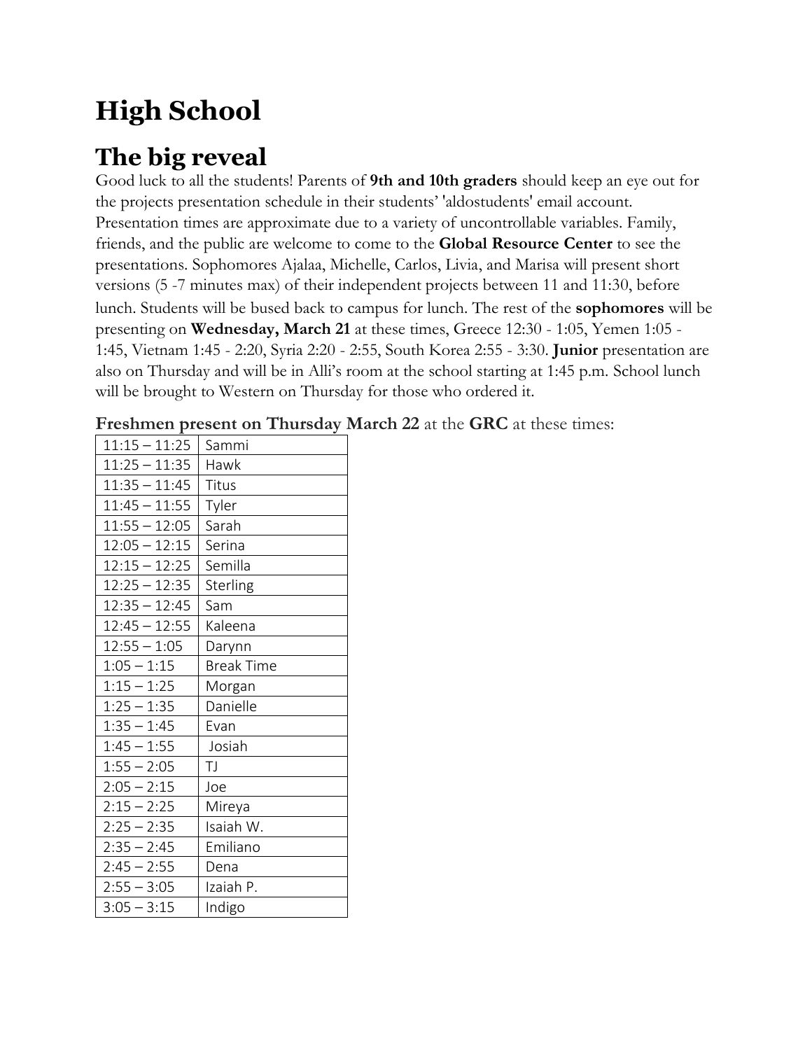# High School

## The big reveal

Good luck to all the students! Parents of **9th and 10th graders** should keep an eye out for the projects presentation schedule in their students' 'aldostudents' email account. Presentation times are approximate due to a variety of uncontrollable variables. Family, friends, and the public are welcome to come to the **Global Resource Center** to see the presentations. Sophomores Ajalaa, Michelle, Carlos, Livia, and Marisa will present short versions (5 -7 minutes max) of their independent projects between 11 and 11:30, before lunch. Students will be bused back to campus for lunch. The rest of the **sophomores** will be presenting on **Wednesday, March 21** at these times, Greece 12:30 - 1:05, Yemen 1:05 - 1:45, Vietnam 1:45 - 2:20, Syria 2:20 - 2:55, South Korea 2:55 - 3:30. **Junior** presentation are also on Thursday and will be in Alli's room at the school starting at 1:45 p.m. School lunch will be brought to Western on Thursday for those who ordered it.

**Freshmen present on Thursday March 22** at the **GRC** at these times:

| | |
|---|---|
| 11:15 – 11:25 | Sammi |
| 11:25 – 11:35 | Hawk |
| 11:35 – 11:45 | Titus |
| 11:45 – 11:55 | Tyler |
| 11:55 – 12:05 | Sarah |
| 12:05 – 12:15 | Serina |
| 12:15 – 12:25 | Semilla |
| 12:25 – 12:35 | Sterling |
| 12:35 – 12:45 | Sam |
| 12:45 – 12:55 | Kaleena |
| 12:55 – 1:05 | Darynn |
| 1:05 – 1:15 | Break Time |
| 1:15 – 1:25 | Morgan |
| 1:25 – 1:35 | Danielle |
| 1:35 – 1:45 | Evan |
| 1:45 – 1:55 | Josiah |
| 1:55 – 2:05 | TJ |
| 2:05 – 2:15 | Joe |
| 2:15 – 2:25 | Mireya |
| 2:25 – 2:35 | Isaiah W. |
| 2:35 – 2:45 | Emiliano |
| 2:45 – 2:55 | Dena |
| 2:55 – 3:05 | Izaiah P. |
| 3:05 – 3:15 | Indigo |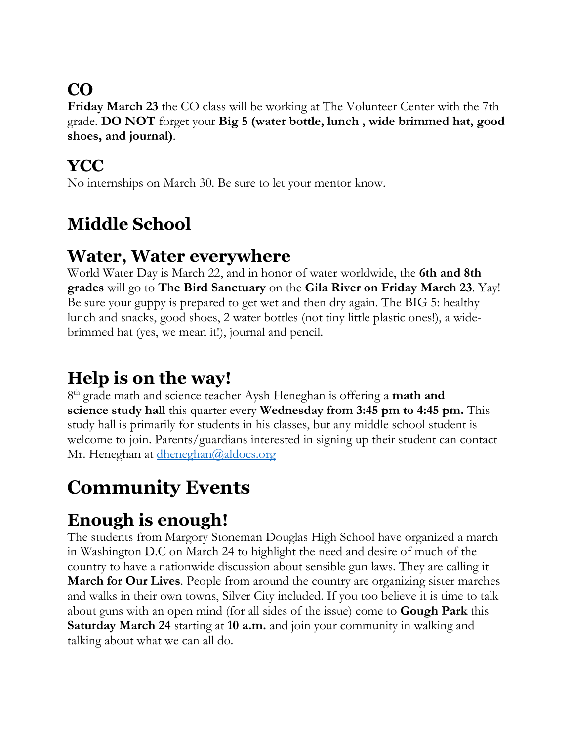## CO

**Friday March 23** the CO class will be working at The Volunteer Center with the 7th grade. **DO NOT** forget your **Big 5 (water bottle, lunch , wide brimmed hat, good shoes, and journal)**.

## YCC

No internships on March 30. Be sure to let your mentor know.

## Middle School

### Water, Water everywhere

World Water Day is March 22, and in honor of water worldwide, the **6th and 8th grades** will go to **The Bird Sanctuary** on the **Gila River on Friday March 23**. Yay! Be sure your guppy is prepared to get wet and then dry again. The BIG 5: healthy lunch and snacks, good shoes, 2 water bottles (not tiny little plastic ones!), a wide-brimmed hat (yes, we mean it!), journal and pencil.

### Help is on the way!

8th grade math and science teacher Aysh Heneghan is offering a **math and science study hall** this quarter every **Wednesday from 3:45 pm to 4:45 pm.** This study hall is primarily for students in his classes, but any middle school student is welcome to join. Parents/guardians interested in signing up their student can contact Mr. Heneghan at [dheneghan@aldocs.org](mailto:dheneghan@aldocs.org)

# Community Events

## Enough is enough!

The students from Margory Stoneman Douglas High School have organized a march in Washington D.C on March 24 to highlight the need and desire of much of the country to have a nationwide discussion about sensible gun laws. They are calling it **March for Our Lives**. People from around the country are organizing sister marches and walks in their own towns, Silver City included. If you too believe it is time to talk about guns with an open mind (for all sides of the issue) come to **Gough Park** this **Saturday March 24** starting at **10 a.m.** and join your community in walking and talking about what we can all do.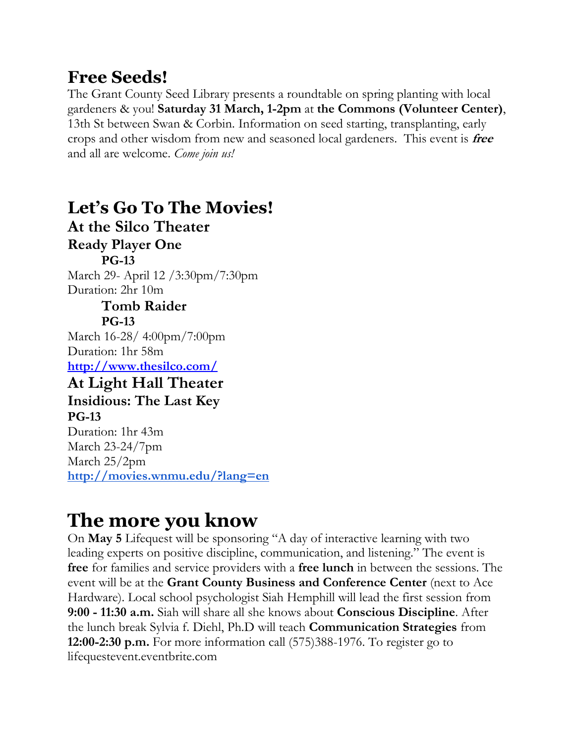## Free Seeds!

The Grant County Seed Library presents a roundtable on spring planting with local gardeners & you! **Saturday 31 March, 1-2pm** at **the Commons (Volunteer Center)**, 13th St between Swan & Corbin. Information on seed starting, transplanting, early crops and other wisdom from new and seasoned local gardeners. This event is ***free*** and all are welcome. *Come join us!*

## Let's Go To The Movies!

### At the Silco Theater

**Ready Player One**

**PG-13**

March 29- April 12 /3:30pm/7:30pm
Duration: 2hr 10m

**Tomb Raider**

**PG-13**

March 16-28/ 4:00pm/7:00pm
Duration: 1hr 58m

**http://www.thesilco.com/**

### At Light Hall Theater

**Insidious: The Last Key**

**PG-13**

Duration: 1hr 43m
March 23-24/7pm
March 25/2pm

**http://movies.wnmu.edu/?lang=en**

## The more you know

On **May 5** Lifequest will be sponsoring "A day of interactive learning with two leading experts on positive discipline, communication, and listening." The event is **free** for families and service providers with a **free lunch** in between the sessions. The event will be at the **Grant County Business and Conference Center** (next to Ace Hardware). Local school psychologist Siah Hemphill will lead the first session from **9:00 - 11:30 a.m.** Siah will share all she knows about **Conscious Discipline**. After the lunch break Sylvia f. Diehl, Ph.D will teach **Communication Strategies** from **12:00-2:30 p.m.** For more information call (575)388-1976. To register go to lifequestevent.eventbrite.com